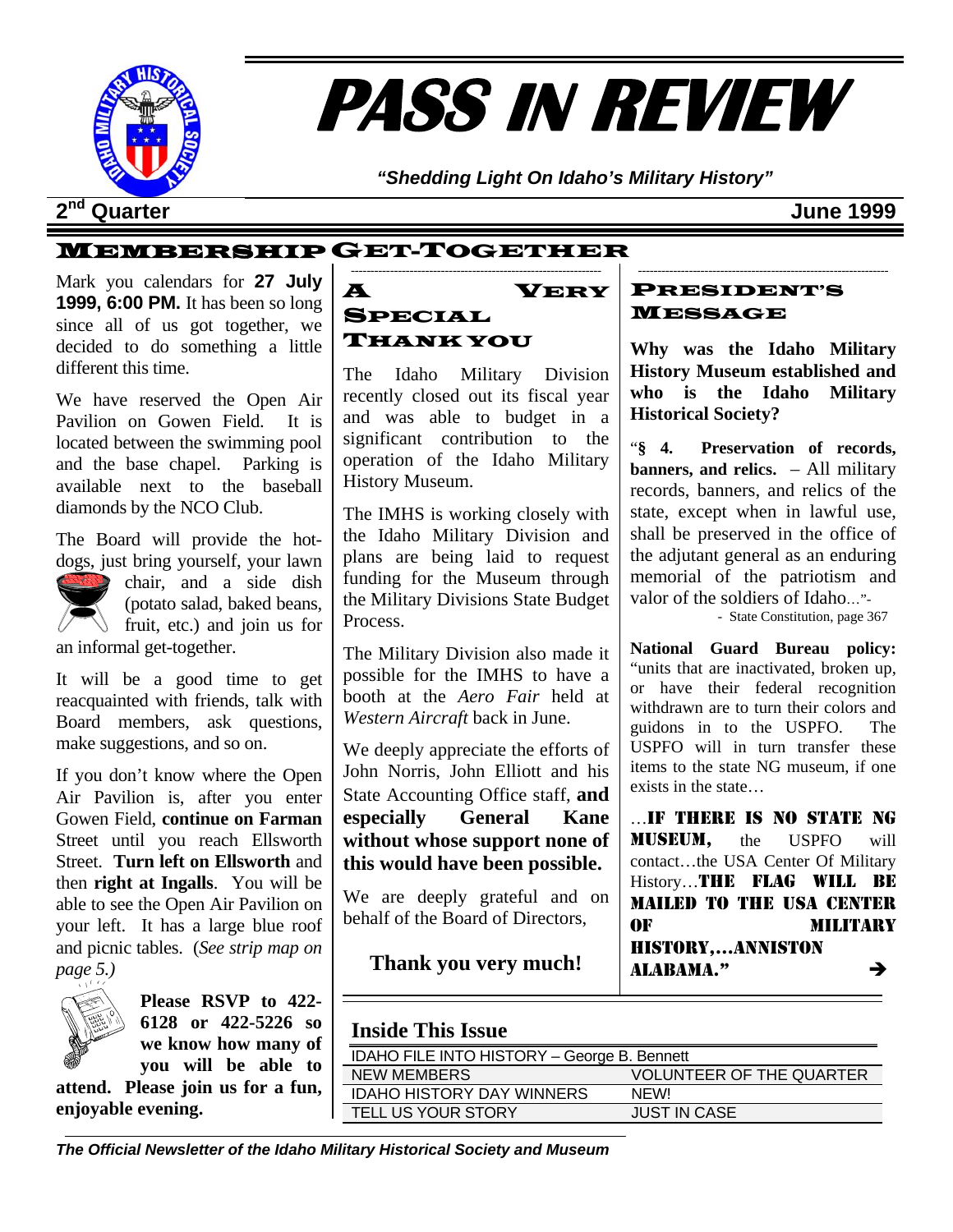# PASS IN REVIEW

*"Shedding Light On Idaho's Military History"*

**2nd Quarter** **June 1999**

## Membership Get-Together

Mark you calendars for **27 July 1999, 6:00 PM.** It has been so long since all of us got together, we decided to do something a little different this time.

We have reserved the Open Air Pavilion on Gowen Field. It is located between the swimming pool and the base chapel. Parking is available next to the baseball diamonds by the NCO Club.

The Board will provide the hot-dogs, just bring yourself, your lawn chair, and a side dish (potato salad, baked beans, fruit, etc.) and join us for an informal get-together.

It will be a good time to get reacquainted with friends, talk with Board members, ask questions, make suggestions, and so on.

If you don't know where the Open Air Pavilion is, after you enter Gowen Field, **continue on Farman** Street until you reach Ellsworth Street. **Turn left on Ellsworth** and then **right at Ingalls**. You will be able to see the Open Air Pavilion on your left. It has a large blue roof and picnic tables. (*See strip map on page 5.)*

**Please RSVP to 422-6128 or 422-5226 so we know how many of you will be able to attend. Please join us for a fun, enjoyable evening.**

## A Very Special Thank You

The Idaho Military Division recently closed out its fiscal year and was able to budget in a significant contribution to the operation of the Idaho Military History Museum.

The IMHS is working closely with the Idaho Military Division and plans are being laid to request funding for the Museum through the Military Divisions State Budget Process.

The Military Division also made it possible for the IMHS to have a booth at the *Aero Fair* held at *Western Aircraft* back in June.

We deeply appreciate the efforts of John Norris, John Elliott and his State Accounting Office staff, **and especially General Kane without whose support none of this would be possible.**

We are deeply grateful and on behalf of the Board of Directors,

**Thank you very much!**

## President's Message

**Why was the Idaho Military History Museum established and who is the Idaho Military Historical Society?**

"**§ 4. Preservation of records, banners, and relics.** – All military records, banners, and relics of the state, except when in lawful use, shall be preserved in the office of the adjutant general as an enduring memorial of the patriotism and valor of the soldiers of Idaho…"-

- State Constitution, page 367

**National Guard Bureau policy:** "units that are inactivated, broken up, or have their federal recognition withdrawn are to turn their colors and guidons in to the USPFO. The USPFO will in turn transfer these items to the state NG museum, if one exists in the state…

…**IF THERE IS NO STATE NG MUSEUM,** the USPFO will contact…the USA Center Of Military History…**THE FLAG WILL BE MAILED TO THE USA CENTER OF MILITARY HISTORY,…ANNISTON ALABAMA."** ➔

## Inside This Issue

| | |
|---|---|
| IDAHO FILE INTO HISTORY – George B. Bennett | |
| NEW MEMBERS | VOLUNTEER OF THE QUARTER |
| IDAHO HISTORY DAY WINNERS | NEW! |
| TELL US YOUR STORY | JUST IN CASE |

*The Official Newsletter of the Idaho Military Historical Society and Museum*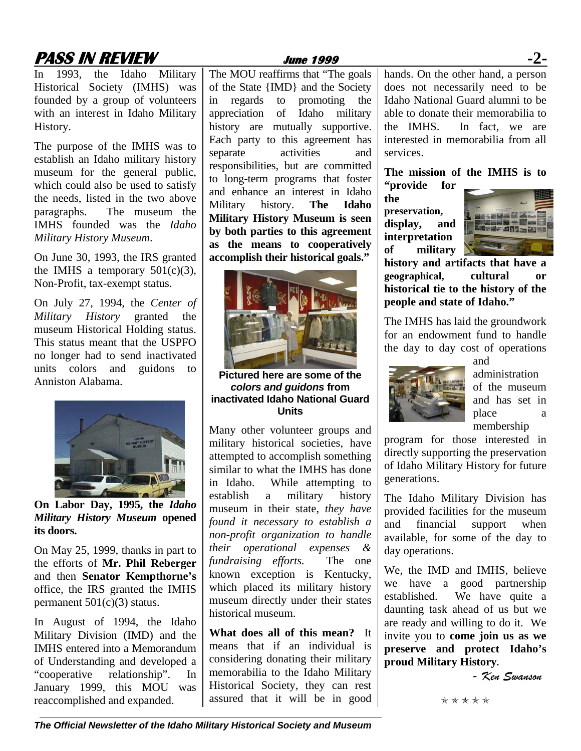In 1993, the Idaho Military Historical Society (IMHS) was founded by a group of volunteers with an interest in Idaho Military History.

The purpose of the IMHS was to establish an Idaho military history museum for the general public, which could also be used to satisfy the needs, listed in the two above paragraphs. The museum the IMHS founded was the *Idaho Military History Museum*.

On June 30, 1993, the IRS granted the IMHS a temporary 501(c)(3), Non-Profit, tax-exempt status.

On July 27, 1994, the *Center of Military History* granted the museum Historical Holding status. This status meant that the USPFO no longer had to send inactivated units colors and guidons to Anniston Alabama.

**On Labor Day, 1995, the *Idaho Military History Museum* opened its doors.**

On May 25, 1999, thanks in part to the efforts of **Mr. Phil Reberger** and then **Senator Kempthorne's** office, the IRS granted the IMHS permanent 501(c)(3) status.

In August of 1994, the Idaho Military Division (IMD) and the IMHS entered into a Memorandum of Understanding and developed a "cooperative relationship". In January 1999, this MOU was reaccomplished and expanded.

The MOU reaffirms that "The goals of the State {IMD} and the Society in regards to promoting the appreciation of Idaho military history are mutually supportive. Each party to this agreement has separate activities and responsibilities, but are committed to long-term programs that foster and enhance an interest in Idaho Military history. **The Idaho Military History Museum is seen by both parties to this agreement as the means to cooperatively accomplish their historical goals."**

**Pictured here are some of the *colors and guidons* from inactivated Idaho National Guard Units**

Many other volunteer groups and military historical societies, have attempted to accomplish something similar to what the IMHS has done in Idaho. While attempting to establish a military history museum in their state, *they have found it necessary to establish a non-profit organization to handle their operational expenses & fundraising efforts.* The one known exception is Kentucky, which placed its military history museum directly under their states historical museum.

**What does all of this mean?** It means that if an individual is considering donating their military memorabilia to the Idaho Military Historical Society, they can rest assured that it will be in good hands. On the other hand, a person does not necessarily need to be Idaho National Guard alumni to be able to donate their memorabilia to the IMHS. In fact, we are interested in memorabilia from all services.

**The mission of the IMHS is to "provide for the preservation, display, and interpretation of military history and artifacts that have a geographical, cultural or historical tie to the history of the people and state of Idaho."**

The IMHS has laid the groundwork for an endowment fund to handle the day to day cost of operations and administration of the museum and has set in place a membership program for those interested in directly supporting the preservation of Idaho Military History for future generations.

The Idaho Military Division has provided facilities for the museum and financial support when available, for some of the day to day operations.

We, the IMD and IMHS, believe we have a good partnership established. We have quite a daunting task ahead of us but we are ready and willing to do it. We invite you to **come join us as we preserve and protect Idaho's proud Military History**.

*- Ken Swanson*

★★★★★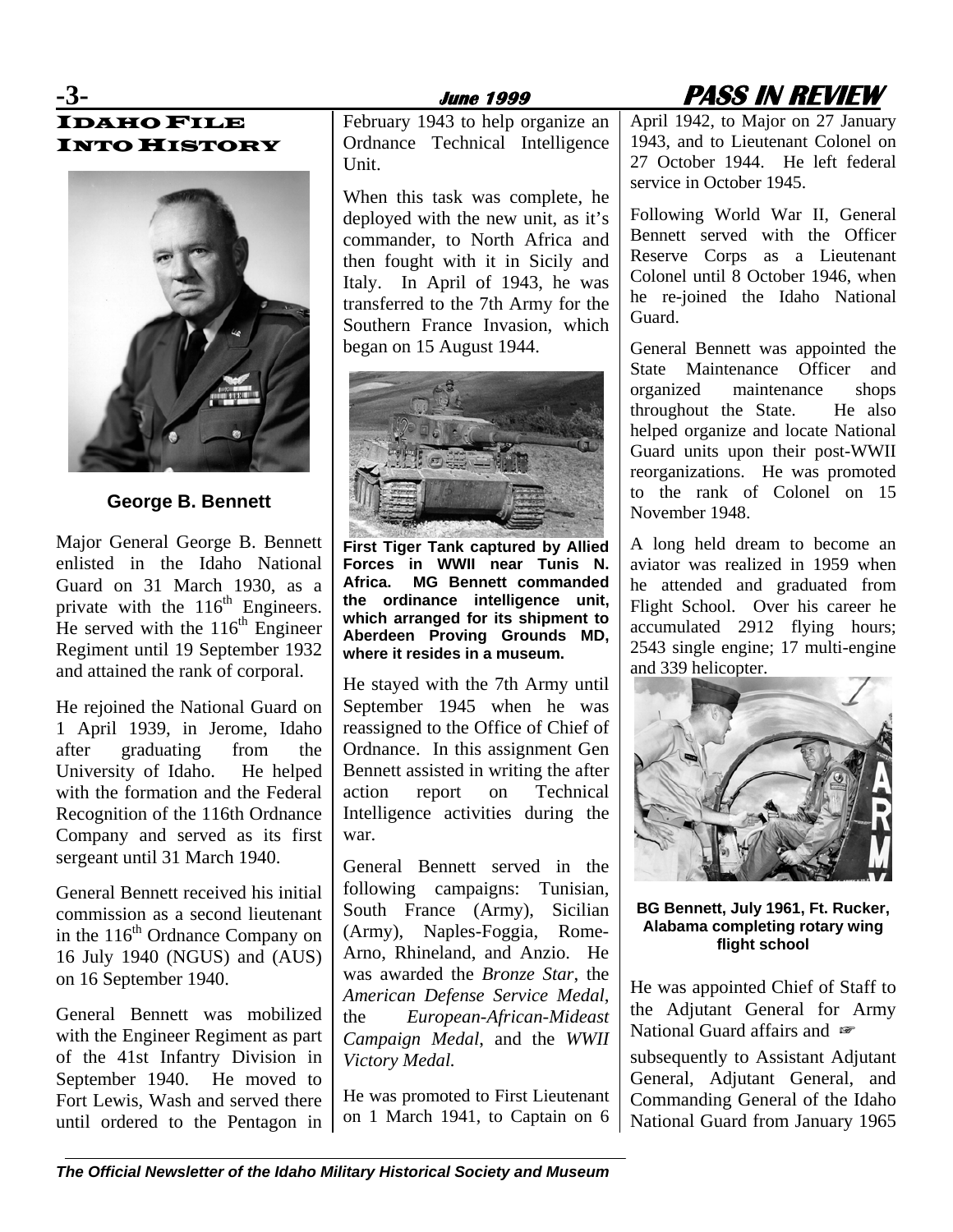## Idaho File Into History

**George B. Bennett**

Major General George B. Bennett enlisted in the Idaho National Guard on 31 March 1930, as a private with the 116th Engineers. He served with the 116th Engineer Regiment until 19 September 1932 and attained the rank of corporal.

He rejoined the National Guard on 1 April 1939, in Jerome, Idaho after graduating from the University of Idaho. He helped with the formation and the Federal Recognition of the 116th Ordnance Company and served as its first sergeant until 31 March 1940.

General Bennett received his initial commission as a second lieutenant in the 116th Ordnance Company on 16 July 1940 (NGUS) and (AUS) on 16 September 1940.

General Bennett was mobilized with the Engineer Regiment as part of the 41st Infantry Division in September 1940. He moved to Fort Lewis, Wash and served there until ordered to the Pentagon in February 1943 to help organize an Ordnance Technical Intelligence Unit.

When this task was complete, he deployed with the new unit, as it's commander, to North Africa and then fought with it in Sicily and Italy. In April of 1943, he was transferred to the 7th Army for the Southern France Invasion, which began on 15 August 1944.

**First Tiger Tank captured by Allied Forces in WWII near Tunis N. Africa. MG Bennett commanded the ordinance intelligence unit, which arranged for its shipment to Aberdeen Proving Grounds MD, where it resides in a museum.**

He stayed with the 7th Army until September 1945 when he was reassigned to the Office of Chief of Ordnance. In this assignment Gen Bennett assisted in writing the after action report on Technical Intelligence activities during the war.

General Bennett served in the following campaigns: Tunisian, South France (Army), Sicilian (Army), Naples-Foggia, Rome-Arno, Rhineland, and Anzio. He was awarded the *Bronze Star*, the *American Defense Service Medal*, the *European-African-Mideast Campaign Medal*, and the *WWII Victory Medal.*

He was promoted to First Lieutenant on 1 March 1941, to Captain on 6 April 1942, to Major on 27 January 1943, and to Lieutenant Colonel on 27 October 1944. He left federal service in October 1945.

Following World War II, General Bennett served with the Officer Reserve Corps as a Lieutenant Colonel until 8 October 1946, when he re-joined the Idaho National Guard.

General Bennett was appointed the State Maintenance Officer and organized maintenance shops throughout the State. He also helped organize and locate National Guard units upon their post-WWII reorganizations. He was promoted to the rank of Colonel on 15 November 1948.

A long held dream to become an aviator was realized in 1959 when he attended and graduated from Flight School. Over his career he accumulated 2912 flying hours; 2543 single engine; 17 multi-engine and 339 helicopter.

**BG Bennett, July 1961, Ft. Rucker, Alabama completing rotary wing flight school**

He was appointed Chief of Staff to the Adjutant General for Army National Guard affairs and ☞ subsequently to Assistant Adjutant General, Adjutant General, and Commanding General of the Idaho National Guard from January 1965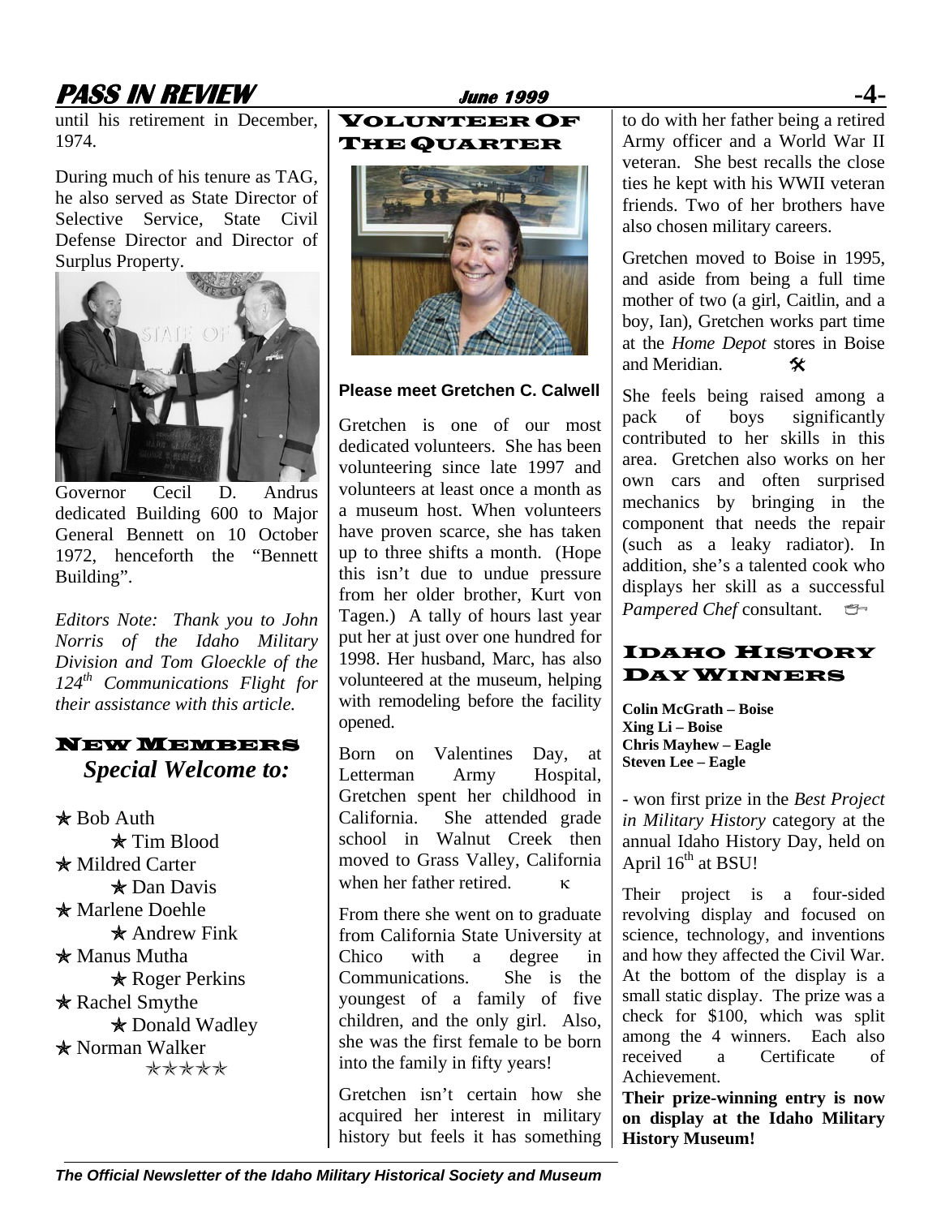until his retirement in December, 1974.

During much of his tenure as TAG, he also served as State Director of Selective Service, State Civil Defense Director and Director of Surplus Property.

Governor Cecil D. Andrus dedicated Building 600 to Major General Bennett on 10 October 1972, henceforth the "Bennett Building".

*Editors Note: Thank you to John Norris of the Idaho Military Division and Tom Gloeckle of the 124th Communications Flight for their assistance with this article.*

## New Members

### *Special Welcome to:*

- Bob Auth
- Tim Blood
- Mildred Carter
- Dan Davis
- Marlene Doehle
- Andrew Fink
- Manus Mutha
- Roger Perkins
- Rachel Smythe
- Donald Wadley
- Norman Walker

★★★★★

## Volunteer Of The Quarter

**Please meet Gretchen C. Calwell**

Gretchen is one of our most dedicated volunteers. She has been volunteering since late 1997 and volunteers at least once a month as a museum host. When volunteers have proven scarce, she has taken up to three shifts a month. (Hope this isn't due to undue pressure from her older brother, Kurt von Tagen.) A tally of hours last year put her at just over one hundred for 1998. Her husband, Marc, has also volunteered at the museum, helping with remodeling before the facility opened.

Born on Valentines Day, at Letterman Army Hospital, Gretchen spent her childhood in California. She attended grade school in Walnut Creek then moved to Grass Valley, California when her father retired.

From there she went on to graduate from California State University at Chico with a degree in Communications. She is the youngest of a family of five children, and the only girl. Also, she was the first female to be born into the family in fifty years!

Gretchen isn't certain how she acquired her interest in military history but feels it has something to do with her father being a retired Army officer and a World War II veteran. She best recalls the close ties he kept with his WWII veteran friends. Two of her brothers have also chosen military careers.

Gretchen moved to Boise in 1995, and aside from being a full time mother of two (a girl, Caitlin, and a boy, Ian), Gretchen works part time at the *Home Depot* stores in Boise and Meridian.

She feels being raised among a pack of boys significantly contributed to her skills in this area. Gretchen also works on her own cars and often surprised mechanics by bringing in the component that needs the repair (such as a leaky radiator). In addition, she's a talented cook who displays her skill as a successful *Pampered Chef* consultant.

## Idaho History Day Winners

**Colin McGrath – Boise**
**Xing Li – Boise**
**Chris Mayhew – Eagle**
**Steven Lee – Eagle**

- won first prize in the *Best Project in Military History* category at the annual Idaho History Day, held on April 16th at BSU!

Their project is a four-sided revolving display and focused on science, technology, and inventions and how they affected the Civil War. At the bottom of the display is a small static display. The prize was a check for $100, which was split among the 4 winners. Each also received a Certificate of Achievement.

**Their prize-winning entry is now on display at the Idaho Military History Museum!**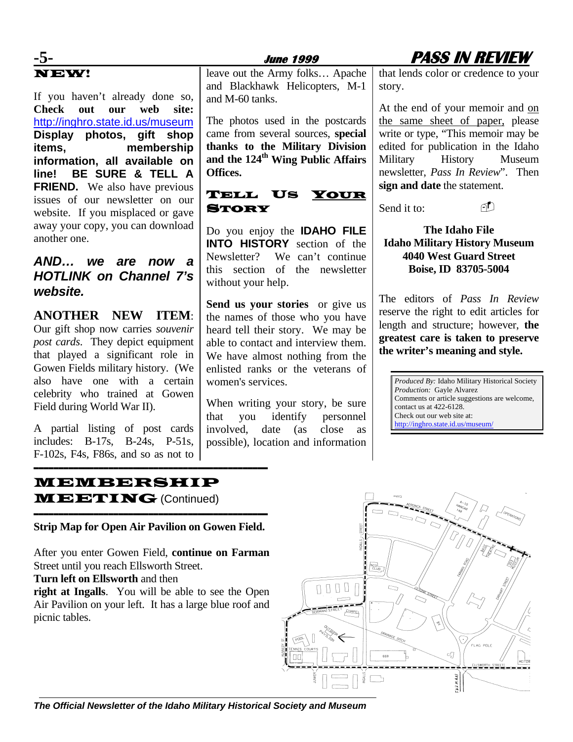## NEW!

If you haven't already done so, **Check out our web site:** http://inghro.state.id.us/museum **Display photos, gift shop items, membership information, all available on line! BE SURE & TELL A FRIEND.** We also have previous issues of our newsletter on our website. If you misplaced or gave away your copy, you can download another one.

***AND… we are now a HOTLINK on Channel 7's website.***

**ANOTHER NEW ITEM**: Our gift shop now carries *souvenir post cards*. They depict equipment that played a significant role in Gowen Fields military history. (We also have one with a certain celebrity who trained at Gowen Field during World War II).

A partial listing of post cards includes: B-17s, B-24s, P-51s, F-102s, F4s, F86s, and so as not to leave out the Army folks… Apache and Blackhawk Helicopters, M-1 and M-60 tanks.

The photos used in the postcards came from several sources, **special thanks to the Military Division and the 124th Wing Public Affairs Offices.**

## TELL US YOUR STORY

Do you enjoy the **IDAHO FILE INTO HISTORY** section of the Newsletter? We can't continue this section of the newsletter without your help.

**Send us your stories** or give us the names of those who you have heard tell their story. We may be able to contact and interview them. We have almost nothing from the enlisted ranks or the veterans of women's services.

When writing your story, be sure that you identify personnel involved, date (as close as possible), location and information that lends color or credence to your story.

At the end of your memoir and on the same sheet of paper, please write or type, "This memoir may be edited for publication in the Idaho Military History Museum newsletter, *Pass In Review*". Then **sign and date** the statement.

Send it to:

**The Idaho File**
**Idaho Military History Museum**
**4040 West Guard Street**
**Boise, ID 83705-5004**

The editors of *Pass In Review* reserve the right to edit articles for length and structure; however, **the greatest care is taken to preserve the writer's meaning and style.**

*Produced By:* Idaho Military Historical Society
*Production:* Gayle Alvarez
Comments or article suggestions are welcome, contact us at 422-6128.
Check out our web site at:
http://inghro.state.id.us/museum/

## MEMBERSHIP MEETING (Continued)

**Strip Map for Open Air Pavilion on Gowen Field.**

After you enter Gowen Field, **continue on Farman** Street until you reach Ellsworth Street.
**Turn left on Ellsworth** and then
**right at Ingalls**. You will be able to see the Open Air Pavilion on your left. It has a large blue roof and picnic tables.

*The Official Newsletter of the Idaho Military Historical Society and Museum*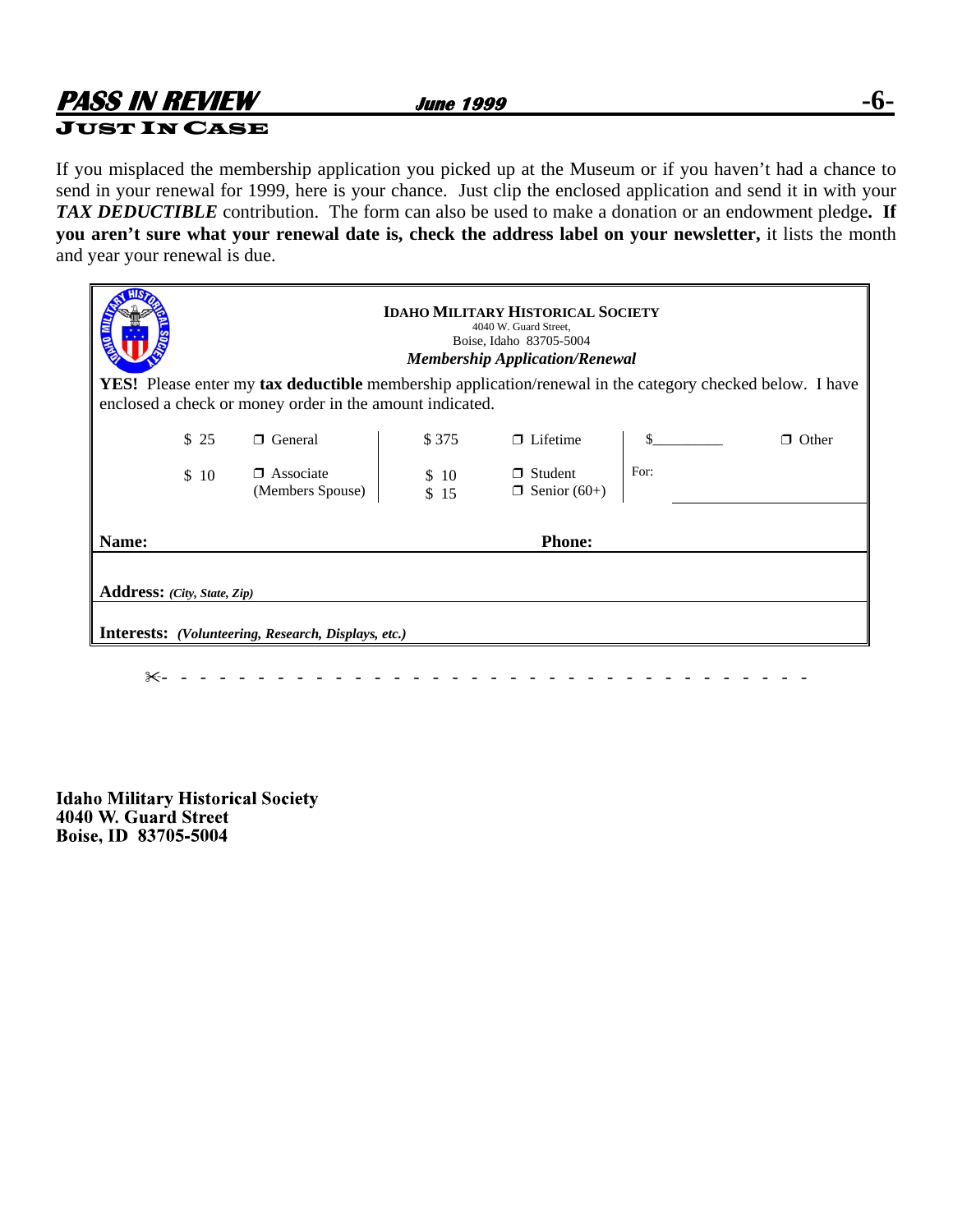## JUST IN CASE

If you misplaced the membership application you picked up at the Museum or if you haven't had a chance to send in your renewal for 1999, here is your chance. Just clip the enclosed application and send it in with your ***TAX DEDUCTIBLE*** contribution. The form can also be used to make a donation or an endowment pledge**. If you aren't sure what your renewal date is, check the address label on your newsletter,** it lists the month and year your renewal is due.

**IDAHO MILITARY HISTORICAL SOCIETY**
4040 W. Guard Street,
Boise, Idaho 83705-5004
***Membership Application/Renewal***

**YES!** Please enter my **tax deductible** membership application/renewal in the category checked below. I have enclosed a check or money order in the amount indicated.

| | | | | | |
|---|---|---|---|---|---|
| $ 25 | ❒ General | $ 375 | ❒ Lifetime | $_________ | ❒ Other |
| $ 10 | ❒ Associate (Members Spouse) | $ 10<br>$ 15 | ❒ Student<br>❒ Senior (60+) | For: ____________ | |

**Name:** **Phone:**

**Address:** ***(City, State, Zip)***

**Interests:** ***(Volunteering, Research, Displays, etc.)***

✂- - - - - - - - - - - - - - - - - - - - - - - - - - - - - - - - - - -

**Idaho Military Historical Society**
**4040 W. Guard Street**
**Boise, ID 83705-5004**